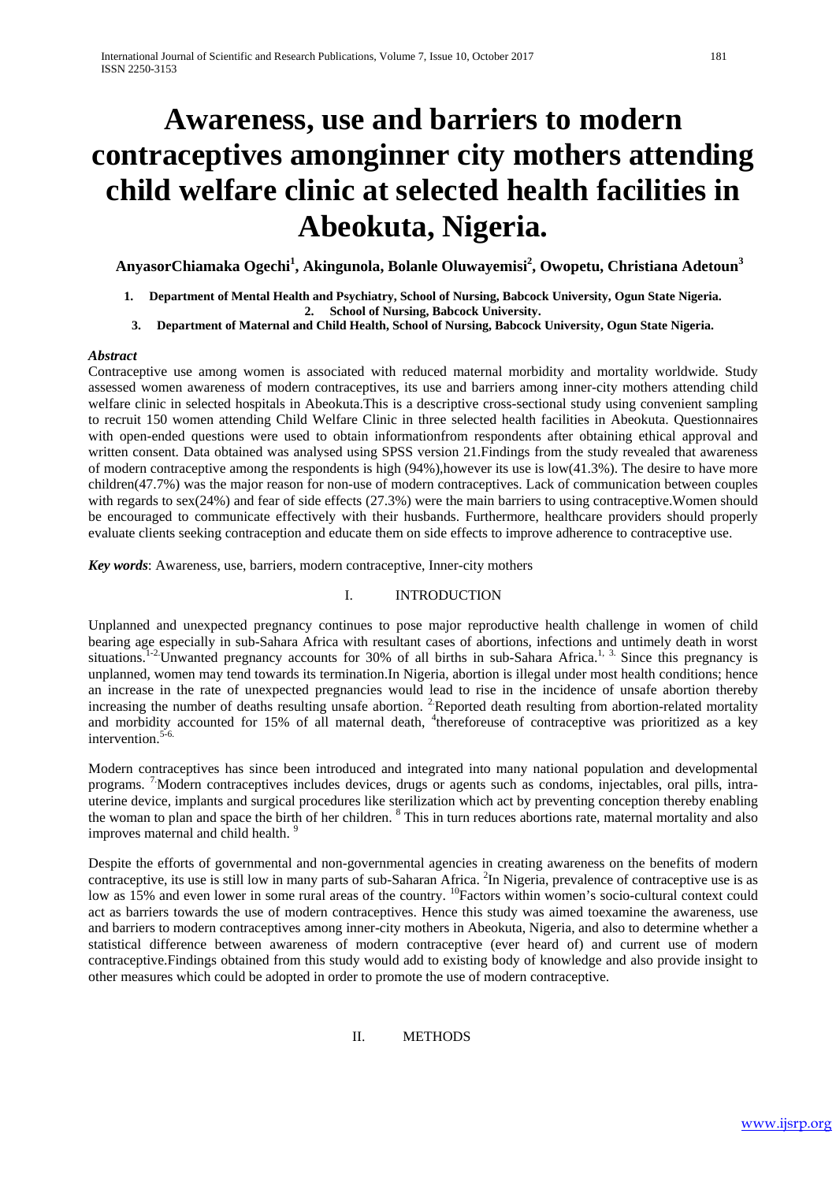# Awareness, use and barriers to modern contraceptives amonginner city mothers attending child welfare clinic at selected health facilities in Abeokuta, Nigeria.

**AnyasorChiamaka Ogechi[1], Akingunola, Bolanle Oluwayemisi[2], Owopetu, Christiana Adetoun[3]**

1. **Department of Mental Health and Psychiatry, School of Nursing, Babcock University, Ogun State Nigeria.**
2. **School of Nursing, Babcock University.**
3. **Department of Maternal and Child Health, School of Nursing, Babcock University, Ogun State Nigeria.**

***Abstract***

Contraceptive use among women is associated with reduced maternal morbidity and mortality worldwide. Study assessed women awareness of modern contraceptives, its use and barriers among inner-city mothers attending child welfare clinic in selected hospitals in Abeokuta.This is a descriptive cross-sectional study using convenient sampling to recruit 150 women attending Child Welfare Clinic in three selected health facilities in Abeokuta. Questionnaires with open-ended questions were used to obtain informationfrom respondents after obtaining ethical approval and written consent. Data obtained was analysed using SPSS version 21.Findings from the study revealed that awareness of modern contraceptive among the respondents is high (94%),however its use is low(41.3%). The desire to have more children(47.7%) was the major reason for non-use of modern contraceptives. Lack of communication between couples with regards to sex(24%) and fear of side effects (27.3%) were the main barriers to using contraceptive.Women should be encouraged to communicate effectively with their husbands. Furthermore, healthcare providers should properly evaluate clients seeking contraception and educate them on side effects to improve adherence to contraceptive use.

***Key words***: Awareness, use, barriers, modern contraceptive, Inner-city mothers

## I. INTRODUCTION

Unplanned and unexpected pregnancy continues to pose major reproductive health challenge in women of child bearing age especially in sub-Sahara Africa with resultant cases of abortions, infections and untimely death in worst situations.[1-2.]Unwanted pregnancy accounts for 30% of all births in sub-Sahara Africa.[1, 3.] Since this pregnancy is unplanned, women may tend towards its termination.In Nigeria, abortion is illegal under most health conditions; hence an increase in the rate of unexpected pregnancies would lead to rise in the incidence of unsafe abortion thereby increasing the number of deaths resulting unsafe abortion. [2.]Reported death resulting from abortion-related mortality and morbidity accounted for 15% of all maternal death, [4]thereforeuse of contraceptive was prioritized as a key intervention.[5-6.]

Modern contraceptives has since been introduced and integrated into many national population and developmental programs. [7.]Modern contraceptives includes devices, drugs or agents such as condoms, injectables, oral pills, intra-uterine device, implants and surgical procedures like sterilization which act by preventing conception thereby enabling the woman to plan and space the birth of her children. [8] This in turn reduces abortions rate, maternal mortality and also improves maternal and child health. [9]

Despite the efforts of governmental and non-governmental agencies in creating awareness on the benefits of modern contraceptive, its use is still low in many parts of sub-Saharan Africa. [2]In Nigeria, prevalence of contraceptive use is as low as 15% and even lower in some rural areas of the country. [10]Factors within women's socio-cultural context could act as barriers towards the use of modern contraceptives. Hence this study was aimed toexamine the awareness, use and barriers to modern contraceptives among inner-city mothers in Abeokuta, Nigeria, and also to determine whether a statistical difference between awareness of modern contraceptive (ever heard of) and current use of modern contraceptive.Findings obtained from this study would add to existing body of knowledge and also provide insight to other measures which could be adopted in order to promote the use of modern contraceptive.

## II. METHODS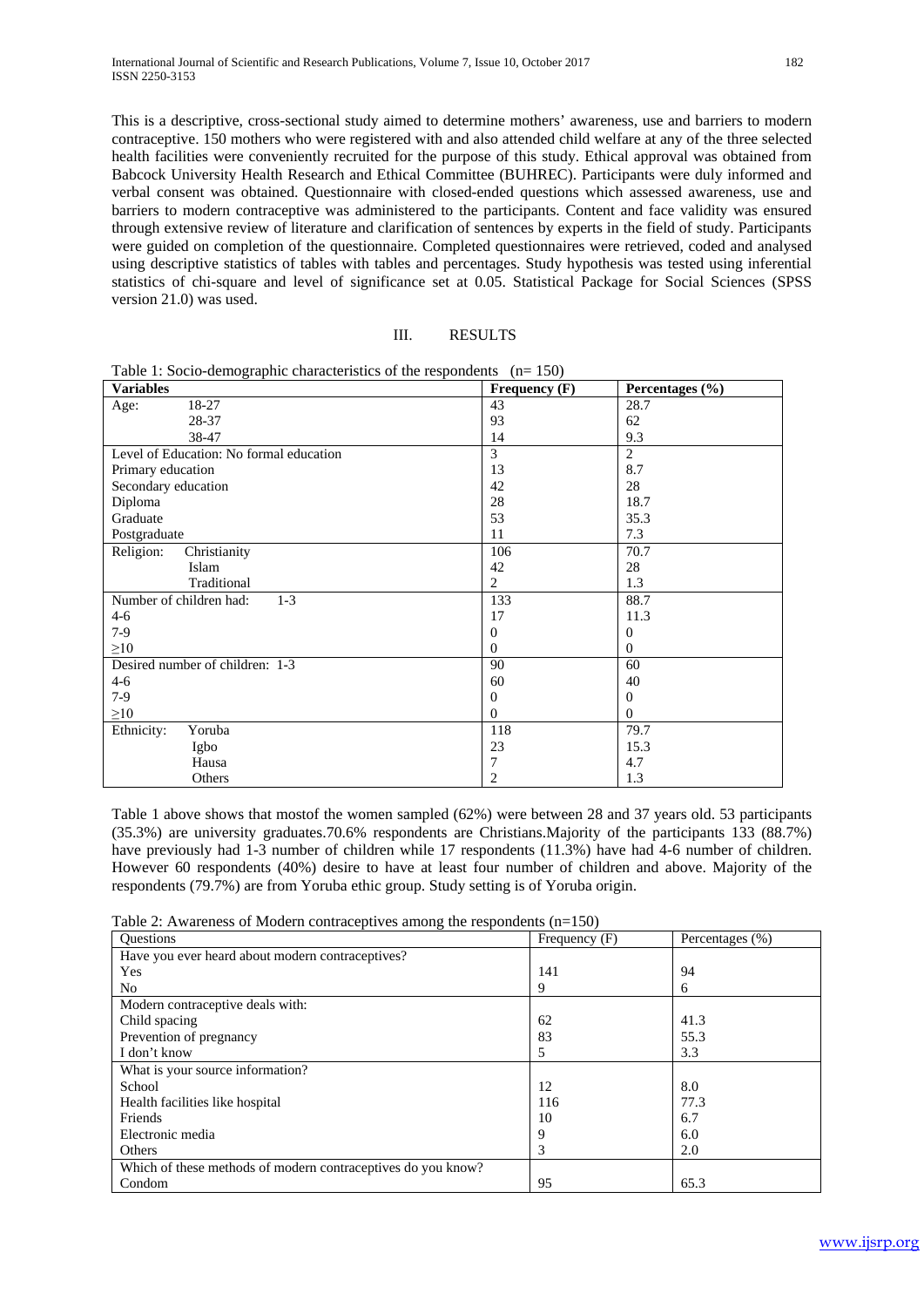This is a descriptive, cross-sectional study aimed to determine mothers' awareness, use and barriers to modern contraceptive. 150 mothers who were registered with and also attended child welfare at any of the three selected health facilities were conveniently recruited for the purpose of this study. Ethical approval was obtained from Babcock University Health Research and Ethical Committee (BUHREC). Participants were duly informed and verbal consent was obtained. Questionnaire with closed-ended questions which assessed awareness, use and barriers to modern contraceptive was administered to the participants. Content and face validity was ensured through extensive review of literature and clarification of sentences by experts in the field of study. Participants were guided on completion of the questionnaire. Completed questionnaires were retrieved, coded and analysed using descriptive statistics of tables with tables and percentages. Study hypothesis was tested using inferential statistics of chi-square and level of significance set at 0.05. Statistical Package for Social Sciences (SPSS version 21.0) was used.

## III. RESULTS

Table 1: Socio-demographic characteristics of the respondents (n= 150)

| Variables | Frequency (F) | Percentages (%) |
|---|---|---|
| Age: 18-27 | 43 | 28.7 |
| 28-37 | 93 | 62 |
| 38-47 | 14 | 9.3 |
| Level of Education: No formal education | 3 | 2 |
| Primary education | 13 | 8.7 |
| Secondary education | 42 | 28 |
| Diploma | 28 | 18.7 |
| Graduate | 53 | 35.3 |
| Postgraduate | 11 | 7.3 |
| Religion: Christianity | 106 | 70.7 |
| Islam | 42 | 28 |
| Traditional | 2 | 1.3 |
| Number of children had: 1-3 | 133 | 88.7 |
| 4-6 | 17 | 11.3 |
| 7-9 | 0 | 0 |
| ≥10 | 0 | 0 |
| Desired number of children: 1-3 | 90 | 60 |
| 4-6 | 60 | 40 |
| 7-9 | 0 | 0 |
| ≥10 | 0 | 0 |
| Ethnicity: Yoruba | 118 | 79.7 |
| Igbo | 23 | 15.3 |
| Hausa | 7 | 4.7 |
| Others | 2 | 1.3 |

Table 1 above shows that mostof the women sampled (62%) were between 28 and 37 years old. 53 participants (35.3%) are university graduates.70.6% respondents are Christians.Majority of the participants 133 (88.7%) have previously had 1-3 number of children while 17 respondents (11.3%) have had 4-6 number of children. However 60 respondents (40%) desire to have at least four number of children and above. Majority of the respondents (79.7%) are from Yoruba ethic group. Study setting is of Yoruba origin.

Table 2: Awareness of Modern contraceptives among the respondents (n=150)

| Questions | Frequency (F) | Percentages (%) |
|---|---|---|
| Have you ever heard about modern contraceptives? | | |
| Yes | 141 | 94 |
| No | 9 | 6 |
| Modern contraceptive deals with: | | |
| Child spacing | 62 | 41.3 |
| Prevention of pregnancy | 83 | 55.3 |
| I don't know | 5 | 3.3 |
| What is your source information? | | |
| School | 12 | 8.0 |
| Health facilities like hospital | 116 | 77.3 |
| Friends | 10 | 6.7 |
| Electronic media | 9 | 6.0 |
| Others | 3 | 2.0 |
| Which of these methods of modern contraceptives do you know? | | |
| Condom | 95 | 65.3 |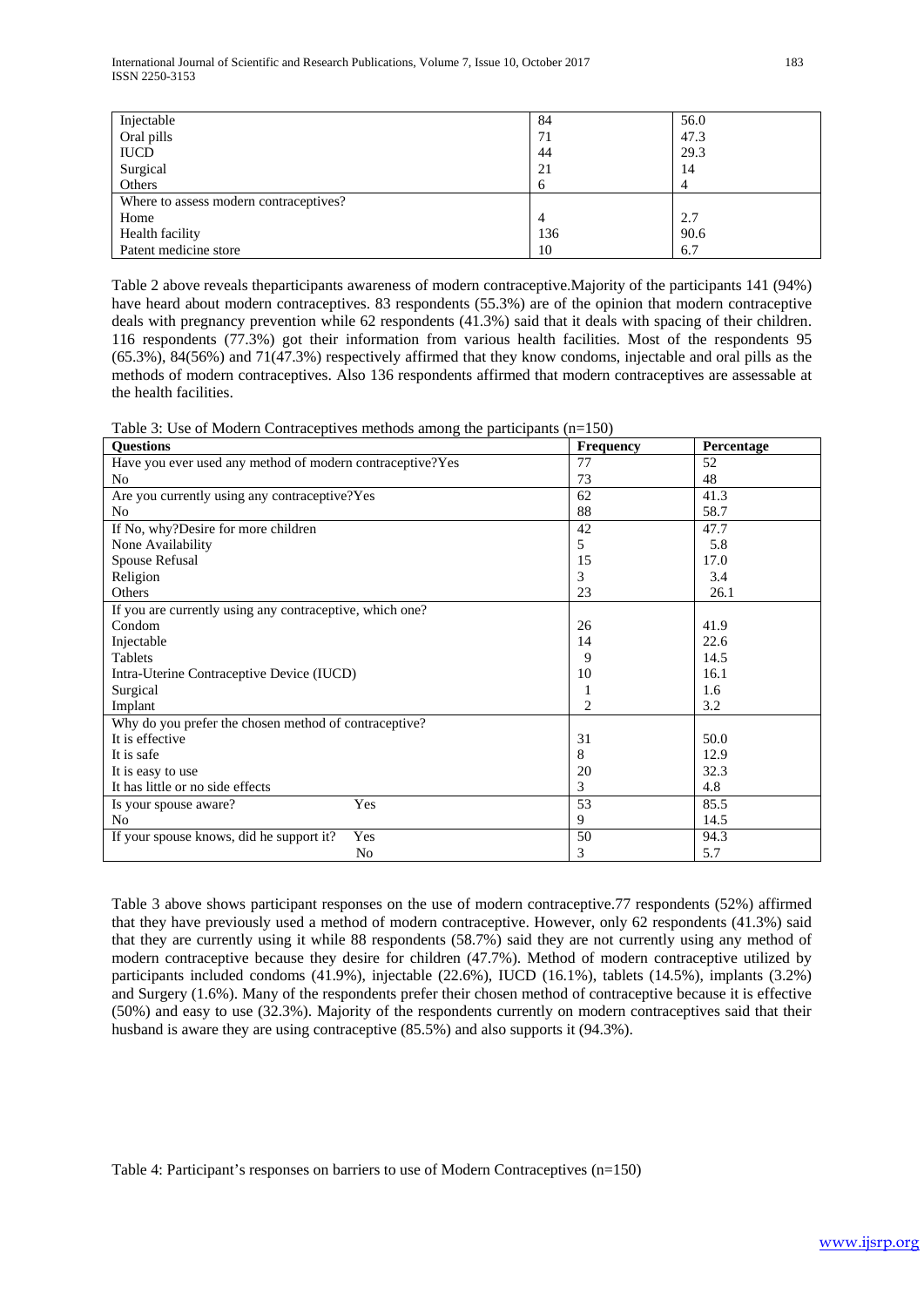| | | |
|---|---|---|
| Injectable | 84 | 56.0 |
| Oral pills | 71 | 47.3 |
| IUCD | 44 | 29.3 |
| Surgical | 21 | 14 |
| Others | 6 | 4 |
| Where to assess modern contraceptives? | | |
| Home | 4 | 2.7 |
| Health facility | 136 | 90.6 |
| Patent medicine store | 10 | 6.7 |

Table 2 above reveals theparticipants awareness of modern contraceptive.Majority of the participants 141 (94%) have heard about modern contraceptives. 83 respondents (55.3%) are of the opinion that modern contraceptive deals with pregnancy prevention while 62 respondents (41.3%) said that it deals with spacing of their children. 116 respondents (77.3%) got their information from various health facilities. Most of the respondents 95 (65.3%), 84(56%) and 71(47.3%) respectively affirmed that they know condoms, injectable and oral pills as the methods of modern contraceptives. Also 136 respondents affirmed that modern contraceptives are assessable at the health facilities.

Table 3: Use of Modern Contraceptives methods among the participants (n=150)

| Questions | Frequency | Percentage |
|---|---|---|
| Have you ever used any method of modern contraceptive?Yes | 77 | 52 |
| No | 73 | 48 |
| Are you currently using any contraceptive?Yes | 62 | 41.3 |
| No | 88 | 58.7 |
| If No, why?Desire for more children | 42 | 47.7 |
| None Availability | 5 | 5.8 |
| Spouse Refusal | 15 | 17.0 |
| Religion | 3 | 3.4 |
| Others | 23 | 26.1 |
| If you are currently using any contraceptive, which one? | | |
| Condom | 26 | 41.9 |
| Injectable | 14 | 22.6 |
| Tablets | 9 | 14.5 |
| Intra-Uterine Contraceptive Device (IUCD) | 10 | 16.1 |
| Surgical | 1 | 1.6 |
| Implant | 2 | 3.2 |
| Why do you prefer the chosen method of contraceptive? | | |
| It is effective | 31 | 50.0 |
| It is safe | 8 | 12.9 |
| It is easy to use | 20 | 32.3 |
| It has little or no side effects | 3 | 4.8 |
| Is your spouse aware? Yes | 53 | 85.5 |
| No | 9 | 14.5 |
| If your spouse knows, did he support it? Yes | 50 | 94.3 |
| No | 3 | 5.7 |

Table 3 above shows participant responses on the use of modern contraceptive.77 respondents (52%) affirmed that they have previously used a method of modern contraceptive. However, only 62 respondents (41.3%) said that they are currently using it while 88 respondents (58.7%) said they are not currently using any method of modern contraceptive because they desire for children (47.7%). Method of modern contraceptive utilized by participants included condoms (41.9%), injectable (22.6%), IUCD (16.1%), tablets (14.5%), implants (3.2%) and Surgery (1.6%). Many of the respondents prefer their chosen method of contraceptive because it is effective (50%) and easy to use (32.3%). Majority of the respondents currently on modern contraceptives said that their husband is aware they are using contraceptive (85.5%) and also supports it (94.3%).

Table 4: Participant's responses on barriers to use of Modern Contraceptives (n=150)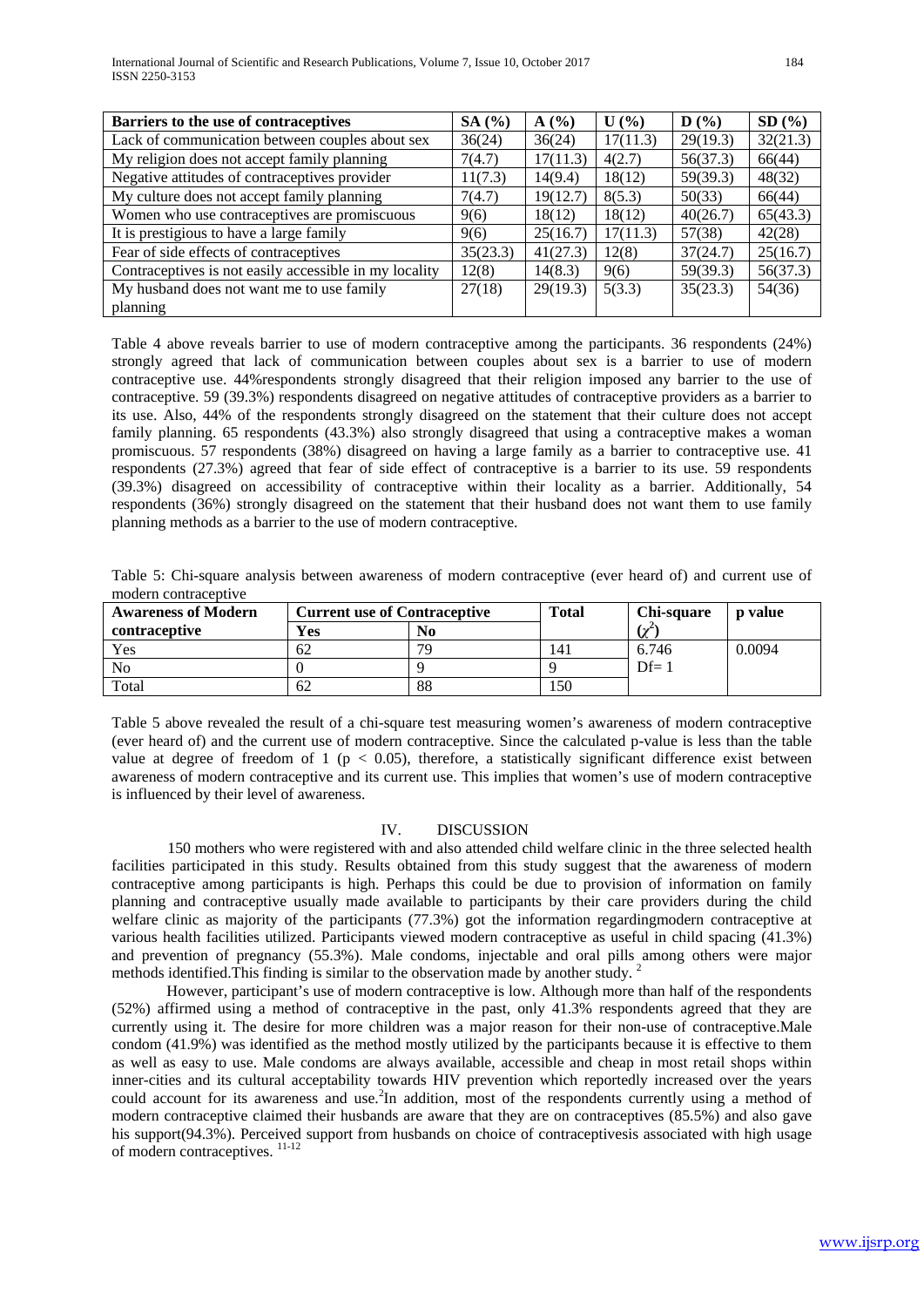| Barriers to the use of contraceptives | SA (%) | A (%) | U (%) | D (%) | SD (%) |
|---|---|---|---|---|---|
| Lack of communication between couples about sex | 36(24) | 36(24) | 17(11.3) | 29(19.3) | 32(21.3) |
| My religion does not accept family planning | 7(4.7) | 17(11.3) | 4(2.7) | 56(37.3) | 66(44) |
| Negative attitudes of contraceptives provider | 11(7.3) | 14(9.4) | 18(12) | 59(39.3) | 48(32) |
| My culture does not accept family planning | 7(4.7) | 19(12.7) | 8(5.3) | 50(33) | 66(44) |
| Women who use contraceptives are promiscuous | 9(6) | 18(12) | 18(12) | 40(26.7) | 65(43.3) |
| It is prestigious to have a large family | 9(6) | 25(16.7) | 17(11.3) | 57(38) | 42(28) |
| Fear of side effects of contraceptives | 35(23.3) | 41(27.3) | 12(8) | 37(24.7) | 25(16.7) |
| Contraceptives is not easily accessible in my locality | 12(8) | 14(8.3) | 9(6) | 59(39.3) | 56(37.3) |
| My husband does not want me to use family planning | 27(18) | 29(19.3) | 5(3.3) | 35(23.3) | 54(36) |

Table 4 above reveals barrier to use of modern contraceptive among the participants. 36 respondents (24%) strongly agreed that lack of communication between couples about sex is a barrier to use of modern contraceptive use. 44%respondents strongly disagreed that their religion imposed any barrier to the use of contraceptive. 59 (39.3%) respondents disagreed on negative attitudes of contraceptive providers as a barrier to its use. Also, 44% of the respondents strongly disagreed on the statement that their culture does not accept family planning. 65 respondents (43.3%) also strongly disagreed that using a contraceptive makes a woman promiscuous. 57 respondents (38%) disagreed on having a large family as a barrier to contraceptive use. 41 respondents (27.3%) agreed that fear of side effect of contraceptive is a barrier to its use. 59 respondents (39.3%) disagreed on accessibility of contraceptive within their locality as a barrier. Additionally, 54 respondents (36%) strongly disagreed on the statement that their husband does not want them to use family planning methods as a barrier to the use of modern contraceptive.

Table 5: Chi-square analysis between awareness of modern contraceptive (ever heard of) and current use of modern contraceptive

| Awareness of Modern contraceptive | Current use of Contraceptive | | Total | Chi-square ($\chi^2$) | p value |
|---|---|---|---|---|---|
| | Yes | No | | | |
| Yes | 62 | 79 | 141 | 6.746 | 0.0094 |
| No | 0 | 9 | 9 | Df= 1 | |
| Total | 62 | 88 | 150 | | |

Table 5 above revealed the result of a chi-square test measuring women's awareness of modern contraceptive (ever heard of) and the current use of modern contraceptive. Since the calculated p-value is less than the table value at degree of freedom of 1 ($p < 0.05$), therefore, a statistically significant difference exist between awareness of modern contraceptive and its current use. This implies that women's use of modern contraceptive is influenced by their level of awareness.

## IV. DISCUSSION

150 mothers who were registered with and also attended child welfare clinic in the three selected health facilities participated in this study. Results obtained from this study suggest that the awareness of modern contraceptive among participants is high. Perhaps this could be due to provision of information on family planning and contraceptive usually made available to participants by their care providers during the child welfare clinic as majority of the participants (77.3%) got the information regardingmodern contraceptive at various health facilities utilized. Participants viewed modern contraceptive as useful in child spacing (41.3%) and prevention of pregnancy (55.3%). Male condoms, injectable and oral pills among others were major methods identified.This finding is similar to the observation made by another study. [2]

However, participant's use of modern contraceptive is low. Although more than half of the respondents (52%) affirmed using a method of contraceptive in the past, only 41.3% respondents agreed that they are currently using it. The desire for more children was a major reason for their non-use of contraceptive.Male condom (41.9%) was identified as the method mostly utilized by the participants because it is effective to them as well as easy to use. Male condoms are always available, accessible and cheap in most retail shops within inner-cities and its cultural acceptability towards HIV prevention which reportedly increased over the years could account for its awareness and use.[2]In addition, most of the respondents currently using a method of modern contraceptive claimed their husbands are aware that they are on contraceptives (85.5%) and also gave his support(94.3%). Perceived support from husbands on choice of contraceptivesis associated with high usage of modern contraceptives. [11-12]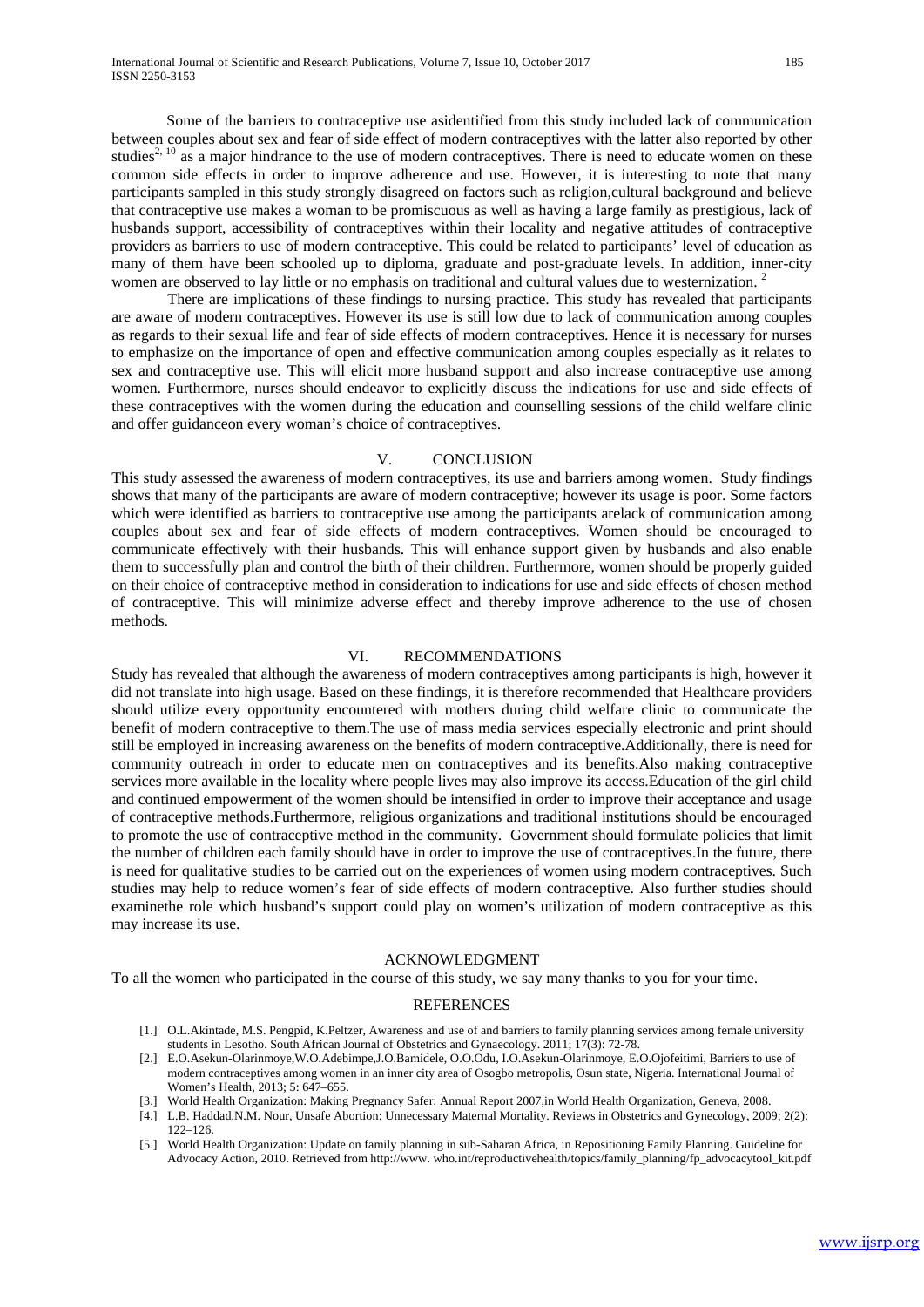Some of the barriers to contraceptive use asidentified from this study included lack of communication between couples about sex and fear of side effect of modern contraceptives with the latter also reported by other studies[2, 10] as a major hindrance to the use of modern contraceptives. There is need to educate women on these common side effects in order to improve adherence and use. However, it is interesting to note that many participants sampled in this study strongly disagreed on factors such as religion,cultural background and believe that contraceptive use makes a woman to be promiscuous as well as having a large family as prestigious, lack of husbands support, accessibility of contraceptives within their locality and negative attitudes of contraceptive providers as barriers to use of modern contraceptive. This could be related to participants' level of education as many of them have been schooled up to diploma, graduate and post-graduate levels. In addition, inner-city women are observed to lay little or no emphasis on traditional and cultural values due to westernization. [2]

There are implications of these findings to nursing practice. This study has revealed that participants are aware of modern contraceptives. However its use is still low due to lack of communication among couples as regards to their sexual life and fear of side effects of modern contraceptives. Hence it is necessary for nurses to emphasize on the importance of open and effective communication among couples especially as it relates to sex and contraceptive use. This will elicit more husband support and also increase contraceptive use among women. Furthermore, nurses should endeavor to explicitly discuss the indications for use and side effects of these contraceptives with the women during the education and counselling sessions of the child welfare clinic and offer guidanceon every woman's choice of contraceptives.

## V. CONCLUSION

This study assessed the awareness of modern contraceptives, its use and barriers among women. Study findings shows that many of the participants are aware of modern contraceptive; however its usage is poor. Some factors which were identified as barriers to contraceptive use among the participants arelack of communication among couples about sex and fear of side effects of modern contraceptives. Women should be encouraged to communicate effectively with their husbands. This will enhance support given by husbands and also enable them to successfully plan and control the birth of their children. Furthermore, women should be properly guided on their choice of contraceptive method in consideration to indications for use and side effects of chosen method of contraceptive. This will minimize adverse effect and thereby improve adherence to the use of chosen methods.

## VI. RECOMMENDATIONS

Study has revealed that although the awareness of modern contraceptives among participants is high, however it did not translate into high usage. Based on these findings, it is therefore recommended that Healthcare providers should utilize every opportunity encountered with mothers during child welfare clinic to communicate the benefit of modern contraceptive to them.The use of mass media services especially electronic and print should still be employed in increasing awareness on the benefits of modern contraceptive.Additionally, there is need for community outreach in order to educate men on contraceptives and its benefits.Also making contraceptive services more available in the locality where people lives may also improve its access.Education of the girl child and continued empowerment of the women should be intensified in order to improve their acceptance and usage of contraceptive methods.Furthermore, religious organizations and traditional institutions should be encouraged to promote the use of contraceptive method in the community. Government should formulate policies that limit the number of children each family should have in order to improve the use of contraceptives.In the future, there is need for qualitative studies to be carried out on the experiences of women using modern contraceptives. Such studies may help to reduce women's fear of side effects of modern contraceptive. Also further studies should examinethe role which husband's support could play on women's utilization of modern contraceptive as this may increase its use.

## ACKNOWLEDGMENT

To all the women who participated in the course of this study, we say many thanks to you for your time.

## REFERENCES

[1.] O.L.Akintade, M.S. Pengpid, K.Peltzer, Awareness and use of and barriers to family planning services among female university students in Lesotho. South African Journal of Obstetrics and Gynaecology. 2011; 17(3): 72-78.

[2.] E.O.Asekun-Olarinmoye,W.O.Adebimpe,J.O.Bamidele, O.O.Odu, I.O.Asekun-Olarinmoye, E.O.Ojofeitimi, Barriers to use of modern contraceptives among women in an inner city area of Osogbo metropolis, Osun state, Nigeria. International Journal of Women's Health, 2013; 5: 647–655.

[3.] World Health Organization: Making Pregnancy Safer: Annual Report 2007,in World Health Organization, Geneva, 2008.

[4.] L.B. Haddad,N.M. Nour, Unsafe Abortion: Unnecessary Maternal Mortality. Reviews in Obstetrics and Gynecology, 2009; 2(2): 122–126.

[5.] World Health Organization: Update on family planning in sub-Saharan Africa, in Repositioning Family Planning. Guideline for Advocacy Action, 2010. Retrieved from http://www. who.int/reproductivehealth/topics/family_planning/fp_advocacytool_kit.pdf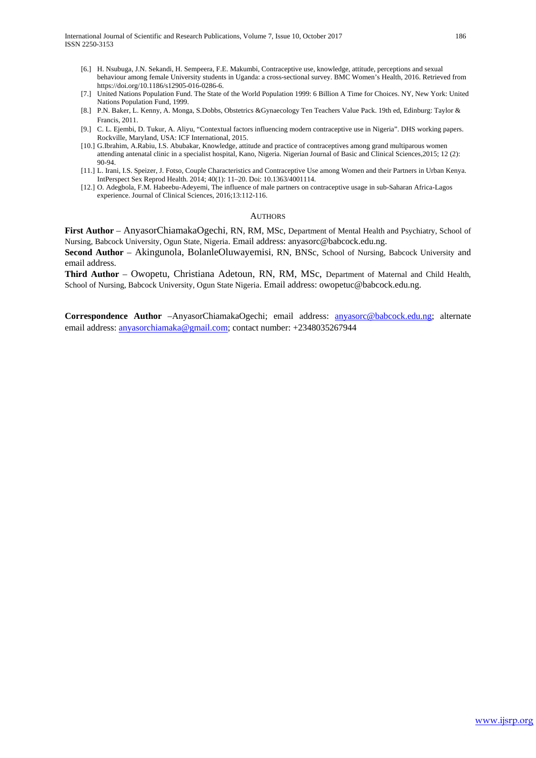[6.] H. Nsubuga, J.N. Sekandi, H. Sempeera, F.E. Makumbi, Contraceptive use, knowledge, attitude, perceptions and sexual behaviour among female University students in Uganda: a cross-sectional survey. BMC Women's Health, 2016. Retrieved from https://doi.org/10.1186/s12905-016-0286-6.

[7.] United Nations Population Fund. The State of the World Population 1999: 6 Billion A Time for Choices. NY, New York: United Nations Population Fund, 1999.

[8.] P.N. Baker, L. Kenny, A. Monga, S.Dobbs, Obstetrics &Gynaecology Ten Teachers Value Pack. 19th ed, Edinburg: Taylor & Francis, 2011.

[9.] C. L. Ejembi, D. Tukur, A. Aliyu, "Contextual factors influencing modern contraceptive use in Nigeria". DHS working papers. Rockville, Maryland, USA: ICF International, 2015.

[10.] G.Ibrahim, A.Rabiu, I.S. Abubakar, Knowledge, attitude and practice of contraceptives among grand multiparous women attending antenatal clinic in a specialist hospital, Kano, Nigeria. Nigerian Journal of Basic and Clinical Sciences,2015; 12 (2): 90-94.

[11.] L. Irani, I.S. Speizer, J. Fotso, Couple Characteristics and Contraceptive Use among Women and their Partners in Urban Kenya. IntPerspect Sex Reprod Health. 2014; 40(1): 11–20. Doi: 10.1363/4001114.

[12.] O. Adegbola, F.M. Habeebu-Adeyemi, The influence of male partners on contraceptive usage in sub-Saharan Africa-Lagos experience. Journal of Clinical Sciences, 2016;13:112-116.

## AUTHORS

**First Author** – AnyasorChiamakaOgechi, RN, RM, MSc, Department of Mental Health and Psychiatry, School of Nursing, Babcock University, Ogun State, Nigeria. Email address: anyasorc@babcock.edu.ng.

**Second Author** – Akingunola, BolanleOluwayemisi, RN, BNSc, School of Nursing, Babcock University and email address.

**Third Author** – Owopetu, Christiana Adetoun, RN, RM, MSc, Department of Maternal and Child Health, School of Nursing, Babcock University, Ogun State Nigeria. Email address: owopetuc@babcock.edu.ng.

**Correspondence Author** –AnyasorChiamakaOgechi; email address: anyasorc@babcock.edu.ng; alternate email address: anyasorchiamaka@gmail.com; contact number: +2348035267944